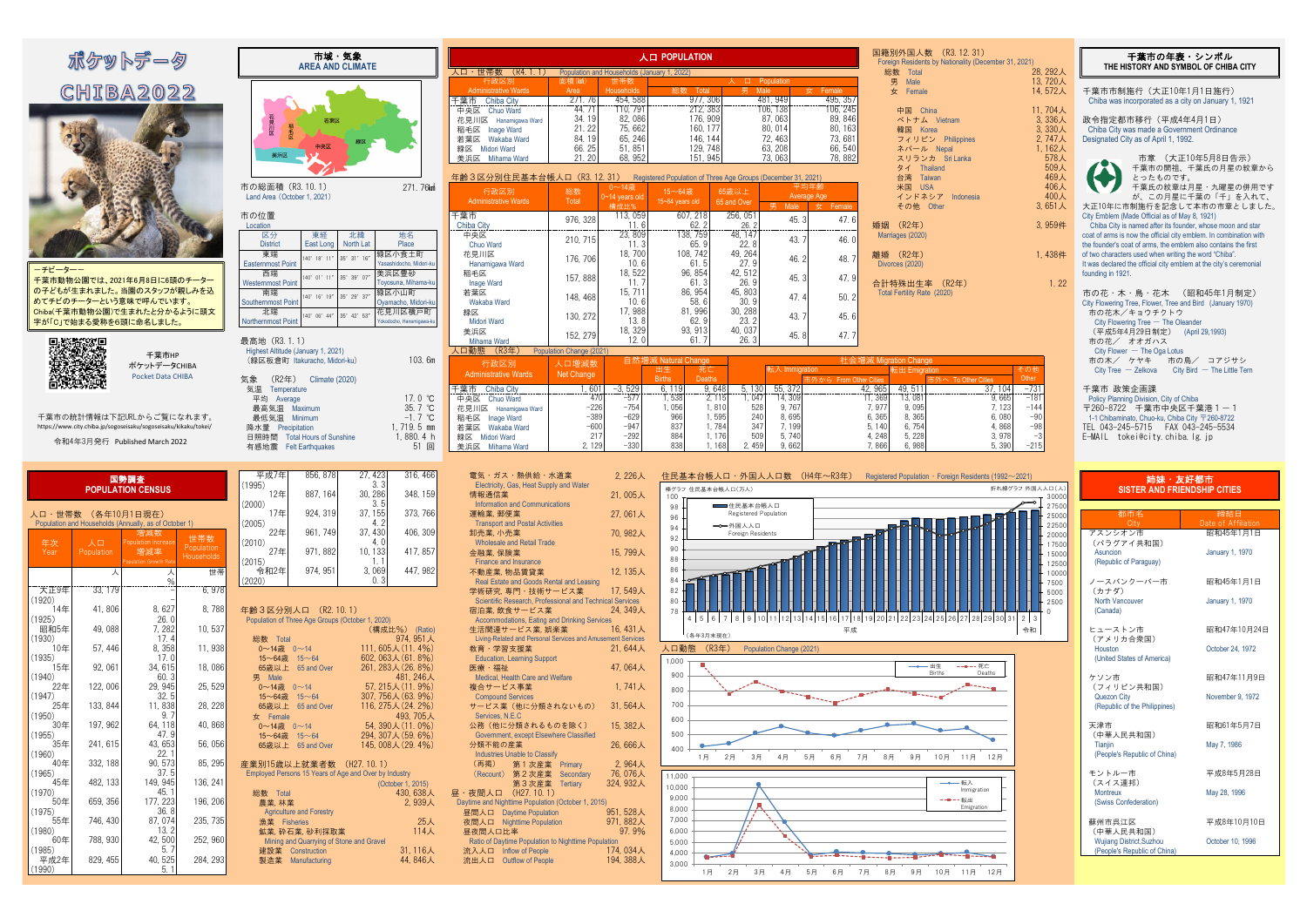# ポケットデータ CHIBA2022

ーチビーターー
千葉市動物公園では、2021年6月8日に6頭のチーターの子どもが生まれました。当園のスタッフが親しみを込めてチビのチーターという意味で呼んでいます。Chiba(千葉市動物公園)で生まれたと分かるように頭文字が「C」で始まる愛称を6頭に命名しました。

千葉市HP
ポケットデータCHIBA
Pocket Data CHIBA

千葉市の統計情報は下記URLからご覧になれます。
https://www.city.chiba.jp/sogoseisaku/sogoseisaku/kikaku/tokei/

令和4年3月発行　Published March 2022

## 市域・気象 AREA AND CLIMATE

市の総面積（R3. 10. 1）Land Area (October 1, 2021)　271. 76㎢

市の位置 Location

| 区分 District | 東経 East Long | 北緯 North Lat | 地名 Place |
|---|---|---|---|
| 東端 Easternmost Point | 140° 18′ 11″ | 35° 31′ 16″ | 緑区小食土町 Yasashidocho, Midori-ku |
| 西端 Westernmost Point | 140° 01′ 11″ | 35° 39′ 07″ | 美浜区豊砂 Toyosuna, Mihama-ku |
| 南端 Southernmost Point | 140° 16′ 19″ | 35° 29′ 37″ | 緑区小山町 Oyamacho, Midori-ku |
| 北端 Northernmost Point | 140° 06′ 44″ | 35° 42′ 53″ | 花見川区横戸町 Yokotocho, Hanamigawa-ku |

最高地（R3. 1. 1）Highest Altitude (January 1, 2021)
（緑区板倉町 Itakuracho, Midori-ku）　103. 6m

気象 （R2年） Climate (2020)

| 項目 | 値 |
|---|---|
| 気温 Temperature | |
| 平均 Average | 17. 0 ℃ |
| 最高気温 Maximum | 35. 7 ℃ |
| 最低気温 Minimum | −1. 7 ℃ |
| 降水量 Precipitation | 1, 719. 5 ㎜ |
| 日照時間 Total Hours of Sunshine | 1, 880. 4 h |
| 有感地震 Felt Earthquakes | 51 回 |

## 人口 POPULATION

人口・世帯数 （R4. 1. 1） Population and Households (January 1, 2022)

| 行政区別 Administrative Wards | 面積(㎢) Area | 世帯数 Households | 人口 総数 Total | 男 Male | 女 Female |
|---|---|---|---|---|---|
| 千葉市 Chiba City | 271. 76 | 454, 588 | 977, 306 | 481, 949 | 495, 357 |
| 中央区 Chuo Ward | 44. 71 | 110, 791 | 212, 383 | 106, 138 | 106, 245 |
| 花見川区 Hanamigawa Ward | 34. 19 | 82, 086 | 176, 909 | 87, 063 | 89, 846 |
| 稲毛区 Inage Ward | 21. 22 | 75, 662 | 160, 177 | 80, 014 | 80, 163 |
| 若葉区 Wakaba Ward | 84. 19 | 65, 246 | 146, 144 | 72, 463 | 73, 681 |
| 緑区 Midori Ward | 66. 25 | 51, 851 | 129, 748 | 63, 208 | 66, 540 |
| 美浜区 Mihama Ward | 21. 20 | 68, 952 | 151, 945 | 73, 063 | 78, 882 |

年齢3区分別住民基本台帳人口（R3. 12. 31） Registered Population of Three Age Groups (December 31, 2021)

| 行政区別 Administrative Wards | 総数 Total | 0〜14歳 0-14 years old 構成比％ | 15〜64歳 15-64 years old | 65歳以上 65 and Over | 平均年齢 男 Male | 平均年齢 女 Female |
|---|---|---|---|---|---|---|
| 千葉市 Chiba City | 976, 328 | 113, 059 / 11. 6 | 607, 218 / 62. 2 | 256, 051 / 26. 2 | 45. 3 | 47. 6 |
| 中央区 Chuo Ward | 210, 715 | 23, 809 / 11. 3 | 138, 759 / 65. 9 | 48, 147 / 22. 8 | 43. 7 | 46. 0 |
| 花見川区 Hanamigawa Ward | 176, 706 | 18, 700 / 10. 6 | 108, 742 / 61. 5 | 49, 264 / 27. 9 | 46. 2 | 48. 7 |
| 稲毛区 Inage Ward | 157, 888 | 18, 522 / 11. 7 | 96, 854 / 61. 3 | 42, 512 / 26. 9 | 45. 3 | 47. 9 |
| 若葉区 Wakaba Ward | 148, 468 | 15, 711 / 10. 6 | 86, 954 / 58. 6 | 45, 803 / 30. 9 | 47. 4 | 50. 2 |
| 緑区 Midori Ward | 130, 272 | 17, 988 / 13. 8 | 81, 996 / 62. 9 | 30, 288 / 23. 2 | 43. 7 | 45. 6 |
| 美浜区 Mihama Ward | 152, 279 | 18, 329 / 12. 0 | 93, 913 / 61. 7 | 40, 037 / 26. 3 | 45. 8 | 47. 7 |

人口動態 （R3年） Population Change (2021)

| 行政区別 Administrative Wards | 人口増減数 Net Change | 自然増減 Natural Change | 出生 Births | 死亡 Deaths | 社会増減 Migration Change | 転入 Immigration | 市外から From Other Cities | 転出 Emigration | 市外へ To Other Cities | その他 Other |
|---|---|---|---|---|---|---|---|---|---|---|
| 千葉市 Chiba City | 1, 601 | −3, 529 | 6, 119 | 9, 648 | 5, 130 | 55, 372 | 42, 965 | 49, 511 | 37, 104 | −731 |
| 中央区 Chuo Ward | 470 | −577 | 1, 538 | 2, 115 | 1, 047 | 14, 309 | 11, 389 | 13, 081 | 9, 665 | −181 |
| 花見川区 Hanamigawa Ward | −226 | −754 | 1, 056 | 1, 810 | 528 | 9, 767 | 7, 977 | 9, 095 | 7, 123 | −144 |
| 稲毛区 Inage Ward | −389 | −629 | 966 | 1, 595 | 240 | 8, 695 | 6, 365 | 8, 365 | 6, 080 | −90 |
| 若葉区 Wakaba Ward | −600 | −947 | 837 | 1, 784 | 347 | 7, 199 | 5, 140 | 6, 754 | 4, 868 | −98 |
| 緑区 Midori Ward | 217 | −292 | 884 | 1, 176 | 509 | 5, 740 | 4, 248 | 5, 228 | 3, 978 | −3 |
| 美浜区 Mihama Ward | 2, 129 | −330 | 838 | 1, 168 | 2, 459 | 9, 662 | 7, 866 | 6, 988 | 5, 390 | −215 |

国籍別外国人人数 （R3. 12. 31） Foreign Residents by Nationality (December 31, 2021)

| 国籍 | 人数 |
|---|---|
| 総数 Total | 28, 292人 |
| 男 Male | 13, 720人 |
| 女 Female | 14, 572人 |
| 中国 China | 11, 704人 |
| ベトナム Vietnam | 3, 336人 |
| 韓国 Korea | 3, 330人 |
| フィリピン Philippines | 2, 747人 |
| ネパール Nepal | 1, 162人 |
| スリランカ Sri Lanka | 578人 |
| タイ Thailand | 509人 |
| 台湾 Taiwan | 469人 |
| 米国 USA | 406人 |
| インドネシア Indonesia | 400人 |
| その他 Other | 3, 651人 |

婚姻 （R2年） Marriages (2020)　3, 959件

離婚 （R2年） Divorces (2020)　1, 438件

合計特殊出生率 （R2年） Total Fertility Rate (2020)　1. 22

## 千葉市の年表・シンボル THE HISTORY AND SYMBOL OF CHIBA CITY

千葉市市制施行（大正10年1月1日施行）
Chiba was incorporated as a city on January 1, 1921

政令指定都市移行（平成4年4月1日）
Chiba City was made a Government Ordinance Designated City as of April 1, 1992.

市章 （大正10年5月8日告示）
千葉市の開祖、千葉氏の月星の紋章から とったものです。
千葉氏の紋章は月星・九曜星の併用です が、この月星に千葉の「千」を入れて、大正10年に市制施行を記念して本市の市章としました。
City Emblem (Made Official as of May 8, 1921)
Chiba City is named after its founder, whose moon and star coat of arms is now the official city emblem. In combination with the founder's coat of arms, the emblem also contains the first of two characters used when writing the word "Chiba". It was declared the official city emblem at the city's ceremonial founding in 1921.

市の花・木・鳥・花木 （昭和45年1月制定）
City Flowering Tree, Flower, Tree and Bird (January 1970)
市の花木／キョウチクトウ
City Flowering Tree — The Oleander
（平成5年4月29日制定） (April 29,1993)
市の花／ オオガハス
City Flower — The Oga Lotus
市の木／ ケヤキ　市の鳥／ コアジサシ
City Tree — Zelkova　City Bird — The Little Tern

千葉市 政策企画課
Policy Planning Division, City of Chiba
〒260-8722 千葉市中央区千葉港１－１
1-1 Chibaminato, Chuo-ku, Chiba City 〒260-8722
TEL 043-245-5175　FAX 043-245-5534
E-MAIL　tokei@city. chiba. lg. jp

## 国勢調査 POPULATION CENSUS

人口・世帯数 （各年10月1日現在） Population and Households (Annually, as of October 1)

| 年次 Year | 人口 Population (人) | 増減数 Population Increase / 増減率 Population Growth Rate (%) | 世帯数 Households (世帯) |
|---|---|---|---|
| 大正9年 (1920) | 33, 179 | | 6, 978 |
| 14年 (1925) | 41, 806 | 8, 627 / 26. 0 | 8, 788 |
| 昭和5年 (1930) | 49, 088 | 7, 282 / 17. 4 | 10, 537 |
| 10年 (1935) | 57, 446 | 8, 358 / 17. 0 | 11, 938 |
| 15年 (1940) | 92, 061 | 34, 615 / 60. 3 | 18, 086 |
| 22年 (1947) | 122, 006 | 29, 945 / 32. 5 | 25, 529 |
| 25年 (1950) | 133, 844 | 11, 838 / 9. 7 | 28, 228 |
| 30年 (1955) | 197, 962 | 64, 118 / 47. 9 | 40, 868 |
| 35年 (1960) | 241, 615 | 43, 653 / 22. 1 | 56, 056 |
| 40年 (1965) | 332, 188 | 90, 573 / 37. 5 | 85, 295 |
| 45年 (1970) | 482, 133 | 149, 945 / 45. 1 | 136, 241 |
| 50年 (1975) | 659, 356 | 177, 223 / 36. 8 | 196, 206 |
| 55年 (1980) | 746, 430 | 87, 074 / 13. 2 | 235, 735 |
| 60年 (1985) | 788, 930 | 42, 500 / 5. 7 | 252, 960 |
| 平成2年 (1990) | 829, 455 | 40, 525 / 5. 1 | 284, 293 |
| 平成7年 (1995) | 856, 878 | 27, 423 / 3. 3 | 316, 466 |
| 12年 (2000) | 887, 164 | 30, 286 / 3. 5 | 348, 159 |
| 17年 (2005) | 924, 319 | 37, 155 / 4. 2 | 373, 766 |
| 22年 (2010) | 961, 749 | 37, 430 / 4. 0 | 406, 309 |
| 27年 (2015) | 971, 882 | 10, 133 / 1. 1 | 417, 857 |
| 令和2年 (2020) | 974, 951 | 3, 069 / 0. 3 | 447, 982 |

年齢3区分別人口 （R2. 10. 1） Population of Three Age Groups (October 1, 2020)

| 区分 | 人口 (構成比％ Ratio) |
|---|---|
| 総数 Total | 974, 951人 |
| 0〜14歳 0〜14 | 111, 605人（11. 4%） |
| 15〜64歳 15〜64 | 602, 063人（61. 8%） |
| 65歳以上 65 and Over | 261, 283人（26. 8%） |
| 男 Male | 481, 246人 |
| 0〜14歳 0〜14 | 57, 215人（11. 9%） |
| 15〜64歳 15〜64 | 307, 756人（63. 9%） |
| 65歳以上 65 and Over | 116, 275人（24. 2%） |
| 女 Female | 493, 705人 |
| 0〜14歳 0〜14 | 54, 390人（11. 0%） |
| 15〜64歳 15〜64 | 294, 307人（59. 6%） |
| 65歳以上 65 and Over | 145, 008人（29. 4%） |

産業別15歳以上就業者数 （H27. 10. 1） Employed Persons 15 Years of Age and Over by Industry (October 1, 2015)

| 産業 | 人数 |
|---|---|
| 総数 Total | 430, 638人 |
| 農業, 林業 Agriculture and Forestry | 2, 939人 |
| 漁業 Fisheries | 25人 |
| 鉱業, 砕石業, 砂利採取業 Mining and Quarrying of Stone and Gravel | 114人 |
| 建設業 Construction | 31, 116人 |
| 製造業 Manufacturing | 44, 846人 |
| 電気・ガス・熱供給・水道業 Electricity, Gas, Heat Supply and Water | 2, 226人 |
| 情報通信業 Information and Communications | 21, 005人 |
| 運輸業, 郵便業 Transport and Postal Activities | 27, 061人 |
| 卸売業, 小売業 Wholesale and Retail Trade | 70, 982人 |
| 金融業, 保険業 Finance and Insurance | 15, 799人 |
| 不動産業, 物品賃貸業 Real Estate and Goods Rental and Leasing | 12, 135人 |
| 学術研究, 専門・技術サービス業 Scientific Research, Professional and Technical Services | 17, 549人 |
| 宿泊業, 飲食サービス業 Accommodations, Eating and Drinking Services | 24, 349人 |
| 生活関連サービス業, 娯楽業 Living-Related and Personal Services and Amusement Services | 16, 431人 |
| 教育・学習支援業 Education, Learning Support | 21, 644人 |
| 医療・福祉 Medical, Health Care and Welfare | 47, 064人 |
| 複合サービス事業 Compound Services | 1, 741人 |
| サービス業（他に分類されないもの） Services, N.E.C | 31, 564人 |
| 公務（他に分類されるものを除く） Government, except Elsewhere Classified | 15, 382人 |
| 分類不能の産業 Industries Unable to Classify | 26, 666人 |
| （再掲）第1次産業 Primary | 2, 964人 |
| （Recount）第2次産業 Secondary | 76, 076人 |
| 第3次産業 Tertiary | 324, 932人 |

昼・夜間人口 （H27. 10. 1） Daytime and Nighttime Population (October 1, 2015)

| 区分 | 値 |
|---|---|
| 昼間人口 Daytime Population | 951, 528人 |
| 夜間人口 Nighttime Population | 971, 882人 |
| 昼夜間人口比率 Ratio of Daytime Population to Nighttime Population | 97. 9% |
| 流入人口 Inflow of People | 174, 034人 |
| 流出人口 Outflow of People | 194, 388人 |

住民基本台帳人口・外国人人口数 （H4年〜R3年） Registered Population・Foreign Residents (1992〜2021)

人口動態 （R3年） Population Change (2021)

## 姉妹・友好都市 SISTER AND FRIENDSHIP CITIES

| 都市名 City | 締結日 Date of Affiliation |
|---|---|
| アスンシオン市（パラグアイ共和国） Asuncion (Republic of Paraguay) | 昭和45年1月1日 January 1, 1970 |
| ノースバンクーバー市（カナダ） North Vancouver (Canada) | 昭和45年1月1日 January 1, 1970 |
| ヒューストン市（アメリカ合衆国） Houston (United States of America) | 昭和47年10月24日 October 24, 1972 |
| ケソン市（フィリピン共和国） Quezon City (Republic of the Philippines) | 昭和47年11月9日 November 9, 1972 |
| 天津市（中華人民共和国） Tianjin (People's Republic of China) | 昭和61年5月7日 May 7, 1986 |
| モントルー市（スイス連邦） Montreux (Swiss Confederation) | 平成8年5月28日 May 28, 1996 |
| 蘇州市呉江区（中華人民共和国） Wujiang District,Suzhou (People's Republic of China) | 平成8年10月10日 October 10, 1996 |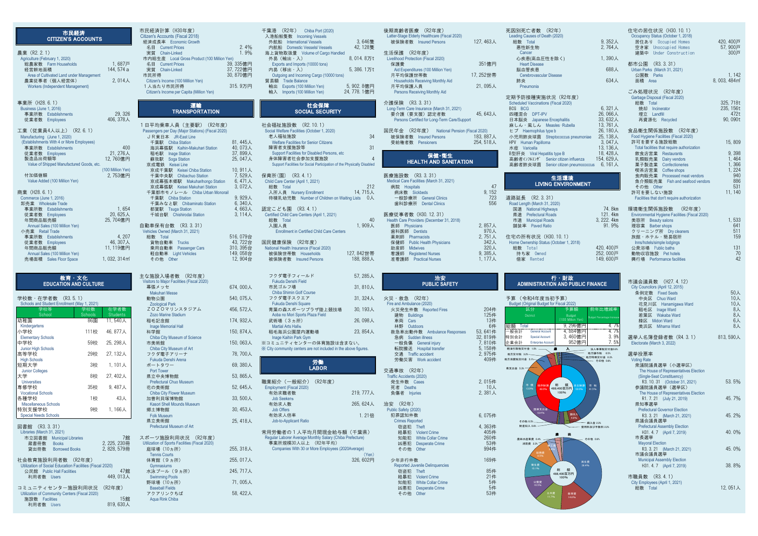## 市民経済 CITIZEN'S ACCOUNTS

### 農業（R2. 2. 1）
Agriculture (February 1, 2020)

| | |
|---|---|
| 総農家数 Farm Households | 1, 687戸 |
| 経営耕地面積 Area of Cultivated Land under Management | 144, 574 a |
| 農業従事者（個人経営体）Workers (Independent Management) | 2, 014人 |

### 事業所（H28. 6. 1）
Business (June 1, 2016)

| | |
|---|---|
| 事業所数 Establishments | 29, 326 |
| 従業者数 Employees | 406, 378人 |

### 工業（従業員4人以上）（R2. 6. 1）
Manufacturing (June 1, 2020) (Establishments With 4 or More Employees)

| | |
|---|---|
| 事業所数 Establishments | 400 |
| 従業者数 Employees | 21, 276人 |
| 製造品出荷額等 Value of Shipped Manufactured Goods, etc. (100 Million Yen) | 12, 760億円 |
| 付加価値額 Value Added (100 Million Yen) | 2, 753億円 |

### 商業（H28. 6. 1）
Commerce (June 1, 2016)

| | |
|---|---|
| 卸売業 Wholesale Trade | |
| 事業所数 Establishments | 1, 654 |
| 従業者数 Employees | 20, 625人 |
| 年間商品販売額 Annual Sales (100 Million Yen) | 25, 704億円 |
| 小売業 Retail Trade | |
| 事業所数 Establishments | 4, 207 |
| 従業者数 Employees | 46, 307人 |
| 年間商品販売額 Annual Sales (100 Million Yen) | 11, 119億円 |
| 売場面積 Sales Floor Space | 1, 032, 314㎡ |

### 市民経済計算（H30年度）
Citizen's Accounts (Fiscal 2018)

| | |
|---|---|
| 経済成長率 Economic Growth | |
| 名目 Current Prices | 2. 4% |
| 実質 Chain-Linked | 1. 9% |
| 市内総生産 Local Gross Product (100 Million Yen) | |
| 名目 Current Prices | 39, 335億円 |
| 実質 Chain-Linked | 37, 722億円 |
| 市民所得 Citizen's Income (100 Million Yen) | 30, 870億円 |
| 1人当たり市民所得 Citizen's Income per Capita (Million Yen) | 315. 9万円 |

## 運輸 TRANSPORTATION

### 1日平均乗車人員（主要駅）（R2年度）
Passengers per Day (Major Stations) (Fiscal 2020)

| | |
|---|---|
| ＪＲ東日本 JR-East Line | |
| 千葉駅 Chiba Station | 81, 445人 |
| 海浜幕張駅 Kaihin-Makuhari Station | 40, 073人 |
| 稲毛駅 Inage Station | 37, 899人 |
| 蘇我駅 Soga Station | 25, 047人 |
| 京成電鉄 Keisei Line | |
| 京成千葉駅 Keisei Chiba Station | 10, 911人 |
| 千葉中央駅 Chibachuo Station | 7, 529人 |
| 京成幕張本郷駅 Makuharihongo Station | 6, 471人 |
| 京成幕張駅 Keisei Makuhari Station | 3, 072人 |
| 千葉都市モノレール Chiba Urban Monorail | |
| 千葉駅 Chiba Station | 9, 929人 |
| 千葉みなと駅 Chibaminato Station | 6, 340人 |
| 都賀駅 Tsuga Station | 4, 663人 |
| 千城台駅 Chishirodai Station | 3, 114人 |

### 自動車保有台数（R3. 3. 31）
Vehicles Owned (March 31, 2021)

| | |
|---|---|
| 総数 Total | 516, 079台 |
| 貨物自動車 Trucks | 43, 722台 |
| 乗用自動車 Passenger Cars | 310, 395台 |
| 軽自動車 Light Vehicles | 149, 058台 |
| その他 Other | 12, 904台 |

### 千葉港（R2年）Chiba Port (2020)

| | |
|---|---|
| 入港船舶隻数 Incoming Vessels | |
| 外航船 International Vessels | 3, 646隻 |
| 内航船 Domestic Vessels Vessels | 42, 128隻 |
| 海上貨物取扱量 Volume of Cargo Handled | |
| 外貿（輸出・入）Exports and Imports (10000 tons) | 8, 014. 8万t |
| 内貿（移出・入）Outgoing and Incoming Cargo (10000 tons) | 5, 386. 1万t |
| 貿易額 Trade Balance | |
| 輸出 Exports (100 Million Yen) | 5, 902. 8億円 |
| 輸入 Imports (100 Million Yen) | 24, 778. 1億円 |

## 社会保障 SOCIAL SECURITY

### 社会福祉施設数（R2. 10. 1）
Social Welfare Facilities (October 1, 2020)

| | |
|---|---|
| 老人福祉施設 Welfare Facilities for Senior Citizens | 34 |
| 障害者支援施設等 Support Facilities for Disabled Persons, etc | 31 |
| 身体障害者社会参加支援施設 Support Facilities for Social Participation of the Physically Disabled | 4 |

### 保育所（園）（R3. 4. 1）
Child Care Center (April 1, 2021)

| | |
|---|---|
| 総数 Total | 212 |
| 入所人員 Nursery Enrollment | 14, 715人 |
| 待機乳幼児数 Number of Children on Waiting Lists | 0人 |

### 認定こども園（R3. 4. 1）
Certified Child Care Centers (April 1, 2021)

| | |
|---|---|
| 総数 Total | 40 |
| 入園人員 Enrollment in Certified Child Care Centers | 1, 909人 |

### 国民健康保険（R2年度）
National Health Insurance (Fiscal 2020)

| | |
|---|---|
| 被保険世帯数 Households | 127, 842世帯 |
| 被保険者数 Insured Persons | 188, 888人 |

### 後期高齢者医療（R2年度）
Latter-Stage Elderly Healthcare (Fiscal 2020)

| | |
|---|---|
| 被保険者数 Insured Persons | 127, 463人 |

### 生活保護（R2年度）
Livelihood Protection (Fiscal 2020)

| | |
|---|---|
| 保護費 Aid Expenditures (100 Million Yen) | 351億円 |
| 月平均保護世帯数 Households Receiving Monthly Aid | 17, 252世帯 |
| 月平均保護人員 Persons Receiving Monthly Aid | 21, 095人 |

### 介護保険（R3. 3. 31）
Long-Term Care Insurance (March 31, 2021)

| | |
|---|---|
| 要介護（要支援）認定者数 Persons Certified for Long-Term Care/Support | 45, 643人 |

### 国民年金（R2年度）National Pension (Fiscal 2020)

| | |
|---|---|
| 被保険者数 Insured Persons | 183, 887人 |
| 受給権者数 Pensioners | 254, 518人 |

## 保健・衛生 HEALTH AND SANITATION

### 医療施設数（R3. 3. 31）
Medical Care Facilities (March 31, 2021)

| | |
|---|---|
| 病院 Hospitals | 47 |
| 病床数 Sickbeds | 9, 152 |
| 一般診療所 General Clinics | 723 |
| 歯科診療所 Dental Clinics | 556 |

### 医療従事者数（H30. 12. 31）
Health Care Providers (December 31, 2018)

| | |
|---|---|
| 医師 Physicians | 2, 857人 |
| 歯科医師 Dentists | 970人 |
| 薬剤師 Pharmacists | 2, 751人 |
| 保健師 Public Health Physicians | 342人 |
| 助産師 Midwives | 320人 |
| 看護師 Registered Nurses | 9, 385人 |
| 准看護師 Practical Nurses | 1, 177人 |

### 死因別死亡者数（R2年）
Leading Causes of Death (2020)

| | |
|---|---|
| 総数 Total | 9, 352人 |
| 悪性新生物 Cancer | 2, 764人 |
| 心疾患(高血圧性を除く) Heart Disease | 1, 390人 |
| 脳血管疾患 Cerebrovascular Disease | 688人 |
| 肺炎 Pneumonia | 634人 |

### 定期予防接種実施状況（R2年度）
Scheduled Vaccinations (Fiscal 2020)

| | |
|---|---|
| BCG BCG | 6, 321人 |
| 四種混合 DPT-IPV | 26, 066人 |
| 日本脳炎 Japanese Encephalitis | 33, 632人 |
| 麻しん・風しん Measles・Rubella | 13, 761人 |
| ヒブ Haemophilus type b | 26, 180人 |
| 小児用肺炎球菌 Streptococcus pneumoniae | 25, 138人 |
| HPV Human Papilloma | 3, 047人 |
| 水痘 Varicella | 13, 136人 |
| B型肝炎 Viral Hepatitis type B | 18, 428人 |
| 高齢者ｲﾝﾌﾙｴﾝｻﾞ Senior citizen influenza | 154, 629人 |
| 高齢者肺炎球菌 Senior citizen pneumococcus | 6, 161人 |

### 住宅の居住状況（H30. 10. 1）
Occupancy Status (October 1, 2018)

| | |
|---|---|
| 居住あり Occupied Homes | 420, 400戸 |
| 空き家 Unoccupied Homes | 57, 900戸 |
| 建築中 Under Construction | 300戸 |

### 都市公園（R3. 3. 31）
Urban Parks (March 31, 2021)

| | |
|---|---|
| 公園数 Parks | 1, 142 |
| 面積 Area | 8, 003, 484㎡ |

### ごみ処理状況（R2年度）
Garbage Disposal (Fiscal 2020)

| | |
|---|---|
| 総数 Total | 325, 718t |
| 焼却 Incinerator | 235, 156t |
| 埋立 Landfill | 472t |
| 再資源化 Recycled | 90, 090t |

### 食品衛生関係施設数（R2年度）
Food Hygiene Facilities (Fiscal 2020)

| | |
|---|---|
| 許可を要する施設総数 Total facilities that require authorization | 15, 809 |
| 飲食店営業 Restaurants | 9, 398 |
| 乳類販売業 Dairy vendors | 1, 464 |
| 菓子製造業 Confectioneries | 1, 366 |
| 喫茶店営業 Coffee shops | 1, 224 |
| 食肉販売業 Processed meat vendors | 940 |
| 魚介類販売業 Fish and seafood vendors | 886 |
| その他 Other | 531 |
| 許可を要しない施設 Facilities that don't require authorization | 11, 140 |

## 生活環境 LIVING ENVIRONMENT

### 道路延長（R2. 3. 31）
Road Length (March 31, 2020)

| | |
|---|---|
| 国道 National Highways | 74. 8km |
| 県道 Prefectural Roads | 121. 4km |
| 市道 Municipal Roads | 3, 222. 4km |
| 舗装率 Paved Ratio | 91. 9% |

### 住宅の所有状況（H30. 10. 1）
Home Ownership Status (October 1, 2018)

| | |
|---|---|
| 総数 Total | 420, 400戸 |
| 持ち家 Owned | 252, 000戸 |
| 借家 Rented | 149, 600戸 |

### 環境衛生関係施設数（R2年度）
Environmental Hygiene Facilities (Fiscal 2020)

| | |
|---|---|
| 美容所 Beauty salons | 1, 533 |
| 理容所 Barber shops | 641 |
| クリーニング所 Dry cleaners | 511 |
| 旅館・ホテル・簡易宿所 Inns/hotels/simple lodgings | 159 |
| 公衆浴場 Public baths | 131 |
| 動物取扱施設 Pet hotels | 70 |
| 興行場 Performance facilities | 42 |

## 教育・文化 EDUCATION AND CULTURE

### 学校数・在学者数（R3. 5. 1）
Schools and Student Enrollment (May 1, 2021)

| 学校等 School | 学校数 Schools | 在学者数 Students |
|---|---|---|
| 幼稚園 Kindergartens | 86園 | 11, 540人 |
| 小学校 Elementary Schools | 111校 | 46, 877人 |
| 中学校 Junior High Schools | 59校 | 25, 298人 |
| 高等学校 High Schools | 29校 | 27, 132人 |
| 短期大学 Junior Colleges | 3校 | 1, 101人 |
| 大学 Universities | 8校 | 27, 402人 |
| 専修学校 Vocational Schools | 35校 | 9, 487人 |
| 各種学校 Miscellaneous Schools | 1校 | 43人 |
| 特別支援学校 Special Needs Schools | 9校 | 1, 166人 |

### 図書館（R3. 3. 31）
Libraries (March 31, 2021)

| | |
|---|---|
| 市立図書館 Municipal Libraries | 7館 |
| 蔵書冊数 Books | 2, 225, 230冊 |
| 貸出冊数 Borrowed Books | 2, 828, 579冊 |

### 社会教育施設利用者数（R2年度）
Utilization of Social Education Facilities (Fiscal 2020)

| | |
|---|---|
| 公民館 Public Hall Facilities | 47館 |
| 利用者数 Users | 449, 013人 |

### コミュニティセンター施設利用状況（R2年度）
Utilization of Community Centers (Fiscal 2020)

| | |
|---|---|
| 施設数 Facilities | 15館 |
| 利用者数 Users | 819, 630人 |

### 主な施設入場者数（R2年度）
Visitors to Major Facilities (Fiscal 2020)

| | |
|---|---|
| 幕張メッセ Makuhari Messe | 674, 000人 |
| 動物公園 Zoological Park | 540, 075人 |
| ＺＯＺＯマリンスタジアム Zozo Marine Stadium | 456, 572人 |
| 稲毛記念館 Inage Memorial Hall | 174, 932人 |
| 科学館 Chiba City Museum of Science | 150, 874人 |
| 市美術館 Chiba City Museum of Art | 150, 063人 |
| フクダ電子アリーナ Fukuda Denshi Arena | 78, 700人 |
| ポートタワー Port Tower | 69, 380人 |
| 県立中央博物館 Prefectural Chuo Museum | 53, 865人 |
| 花の美術館 Chiba City Flower Museum | 52, 645人 |
| 加曽利貝塚博物館 Kasori Shell Mounds Museum | 33, 500人 |
| 郷土博物館 Folk Museum | 30, 453人 |
| 県立美術館 Prefectural Museum of Art | 25, 418人 |

### スポーツ施設利用状況（R2年度）
Utilization of Sports Facilities (Fiscal 2020)

| | |
|---|---|
| 庭球場（10ヵ所）Tennis Courts | 255, 318人 |
| 体育館（9ヵ所）Gymnasiums | 255, 017人 |
| 水泳プール（9ヵ所）Swimming Pools | 245, 717人 |
| 野球場（10ヵ所）Baseball Fields | 71, 005人 |
| アクアリンクちば Aqua Rink Chiba | 58, 422人 |
| フクダ電子フィールド Fukuda Denshi Field | 57, 285人 |
| 市民ゴルフ場 Chiba Shimin Golf Course | 31, 810人 |
| フクダ電子スクエア Fukuda Denshi Square | 31, 324人 |
| 青葉の森スポーツプラザ陸上競技場 Aoba no Mori Sports Plaza Field | 30, 193人 |
| 武術場（3ヵ所）Martial Arts Halls | 26, 098人 |
| 稲毛海浜公園屋内運動場 Inage Kaihin Park Gym | 23, 854人 |

※コミュニティセンターの体育施設は含まない。
※ City community centers are not included in the above figures.

## 労働 LABOR

### 職業紹介（一般紹介）（R2年度）
Employment (Fiscal 2020)

| | |
|---|---|
| 有効求職者数 Job Seekers | 219, 777人 |
| 有効求人数 Job Offers | 265, 624人 |
| 有効求人倍率 Job-to-Applicant Ratio | 1. 21倍 |

### 常用労働者の1人平均月間現金給与額（千葉県）
Regular Laborer Average Monthly Salary (Chiba Prefecture)

| | |
|---|---|
| 事業所規模30人以上（R2年平均）Companies With 30 or More Employees (2020Average) (Yen) | 326, 602円 |

## 治安 PUBLIC SAFETY

### 火災・救急（R2年）
Fire and Ambulance (2020)

| | |
|---|---|
| 火災発生件数 Reported Fires | 204件 |
| 建物 Buildings | 125件 |
| 車両 Cars | 13件 |
| 林野 Outdoors | 6件 |
| 救急車出動件数 Ambulance Responses | 53, 641件 |
| 急病 Sudden illness | 32, 819件 |
| 一般負傷 General injury | 7, 810件 |
| 転院搬送 Hospital transfer | 5, 158件 |
| 交通 Traffic accident | 2, 975件 |
| 労働災害 Work accident | 409件 |

### 交通事故（R2年）
Traffic Accidents (2020)

| | |
|---|---|
| 発生件数 Cases | 2, 015件 |
| 死者 Deaths | 10人 |
| 負傷者 Injuries | 2, 381人 |

### 治安（R2年）
Public Safety (2020)

| | |
|---|---|
| 犯罪認知件数 Crimes Reported | 6, 075件 |
| 窃盗犯 Theft | 4, 363件 |
| 粗暴犯 Violent Crime | 405件 |
| 知能犯 White Collar Crime | 260件 |
| 凶悪犯 Desperate Crime | 53件 |
| その他 Other | 994件 |
| 少年非行件数 Reported Juvenile Delinquencies | 169件 |
| 窃盗犯 Theft | 85件 |
| 粗暴犯 Violent Crime | 21件 |
| 知能犯 White Collar Crime | 5件 |
| 凶悪犯 Desperate Crime | 5件 |
| その他 Other | 53件 |

## 行・財政 ADMINISTRATION AND PUBLIC FINANCE

### 予算（令和4年度当初予算）
Budget (Original Budget for Fiscal 2022)

| 区分 District | 予算額 Budget (100 Million Yen) | 前年比増減率 Budget Percentage Increase |
|---|---|---|
| 総額 Total | 9, 296億円 | 4. 7% |
| 一般会計 General Account | 4, 884億円 | 4. 7% |
| 特別会計 Special Account | 3, 460億円 | 3. 9% |
| 企業会計 Enterprise Account | 952億円 | 7. 5% |

歳入
総額 488,400百万円 100%
市税 40.0%
国庫支出金 19.4%
市債 13.0%
県支出金 5.2%
地方消費税交付金 5.1%
地方交付税 3.2%
諸収入 4.8%
繰入金 2.3%
使用料及び手数料 2.2%
財産収入 0.4%
地方特例交付金 0.5%
地方譲与税 0.5%
法人事業税交付金 0.6%
軽油引取税交付金 1.0%
自主財源 52.0%
依存財源 48.0%
その他 0.5%
その他 0.6%

歳出
総額 488,400百万円 100%
民生費 38.4%
教育費 14.6%
土木費 11.7%
公債費 10.5%
衛生費 10.1%
総務費 8.5%
消防費 2.3%
農林水産業費 0.4%
その他 0.6%

### 市議会議員数（H27. 4. 12）
City Councilors (April 12, 2015)

| | |
|---|---|
| 条例定数 Fixed Seats | 50人 |
| 中央区 Chuo Ward | 10人 |
| 花見川区 Hanamigawa Ward | 10人 |
| 稲毛区 Inage Ward | 8人 |
| 若葉区 Wakaba Ward | 8人 |
| 緑区 Midori Ward | 6人 |
| 美浜区 Mihama Ward | 8人 |

### 選挙人名簿登録者数（R4. 3. 1）
Electorate (March 3, 2022)

| | |
|---|---|
| 選挙人名簿登録者数 | 813, 590人 |

### 選挙投票率
Voting Rate

| | |
|---|---|
| 衆議院議員選挙（小選挙区）The House of Representatives Election (Single-Seat Constituency) | |
| R3. 10. 31 (October 31, 2021) | 53. 5% |
| 参議院議員選挙（選挙区）The House of Representatives Election | |
| R1. 7. 21 (July 21, 2019) | 45. 7% |
| 県知事選挙 Prefectural Governor Election | |
| R3. 3. 21 (March 21, 2021) | 45. 2% |
| 県議会議員選挙 Prefectural Assembly Election | |
| H31. 4. 7 (April 7, 2019) | 40. 0% |
| 市長選挙 Mayoral Election | |
| R3. 3. 21 (March 21, 2021) | 45. 0% |
| 市議会議員選挙 Municipal Assembly Election | |
| H31. 4. 7 (April 7, 2019) | 38. 8% |

### 市職員数（R3. 4. 1）
City Employees (April 1, 2021)

| | |
|---|---|
| 総数 Total | 12, 051人 |